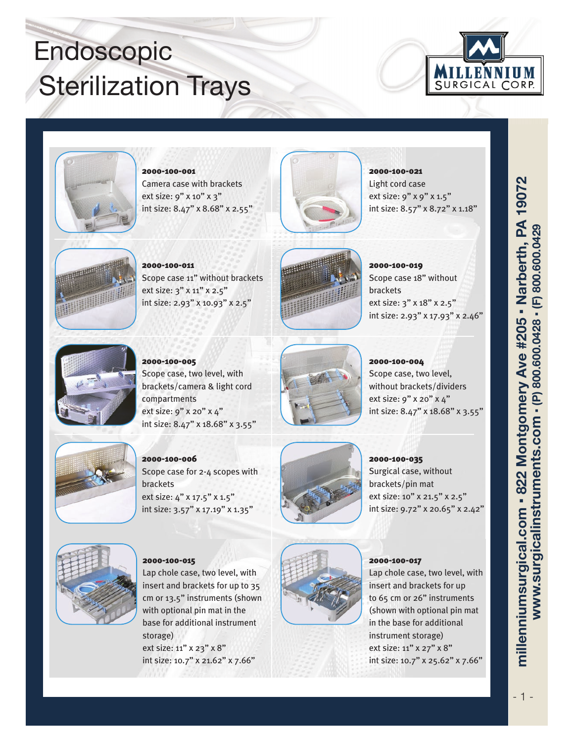# Endoscopic Sterilization Trays

MILLENNIUM SURGICAL CORP.

**2000-100-001**
Camera case with brackets
ext size: 9" x 10" x 3"
int size: 8.47" x 8.68" x 2.55"

**2000-100-021**
Light cord case
ext size: 9" x 9" x 1.5"
int size: 8.57" x 8.72" x 1.18"

**2000-100-011**
Scope case 11" without brackets
ext size: 3" x 11" x 2.5"
int size: 2.93" x 10.93" x 2.5"

**2000-100-019**
Scope case 18" without brackets
ext size: 3" x 18" x 2.5"
int size: 2.93" x 17.93" x 2.46"

**2000-100-005**
Scope case, two level, with brackets/camera & light cord compartments
ext size: 9" x 20" x 4"
int size: 8.47" x 18.68" x 3.55"

**2000-100-004**
Scope case, two level, without brackets/dividers
ext size: 9" x 20" x 4"
int size: 8.47" x 18.68" x 3.55"

**2000-100-006**
Scope case for 2-4 scopes with brackets
ext size: 4" x 17.5" x 1.5"
int size: 3.57" x 17.19" x 1.35"

**2000-100-035**
Surgical case, without brackets/pin mat
ext size: 10" x 21.5" x 2.5"
int size: 9.72" x 20.65" x 2.42"

**2000-100-015**
Lap chole case, two level, with insert and brackets for up to 35 cm or 13.5" instruments (shown with optional pin mat in the base for additional instrument storage)
ext size: 11" x 23" x 8"
int size: 10.7" x 21.62" x 7.66"

**2000-100-017**
Lap chole case, two level, with insert and brackets for up to 65 cm or 26" instruments (shown with optional pin mat in the base for additional instrument storage)
ext size: 11" x 27" x 8"
int size: 10.7" x 25.62" x 7.66"

**millenniumsurgical.com • 822 Montgomery Ave #205 • Narberth, PA 19072**
**www.surgicalinstruments.com • (P) 800.600.0428 • (F) 800.600.0429**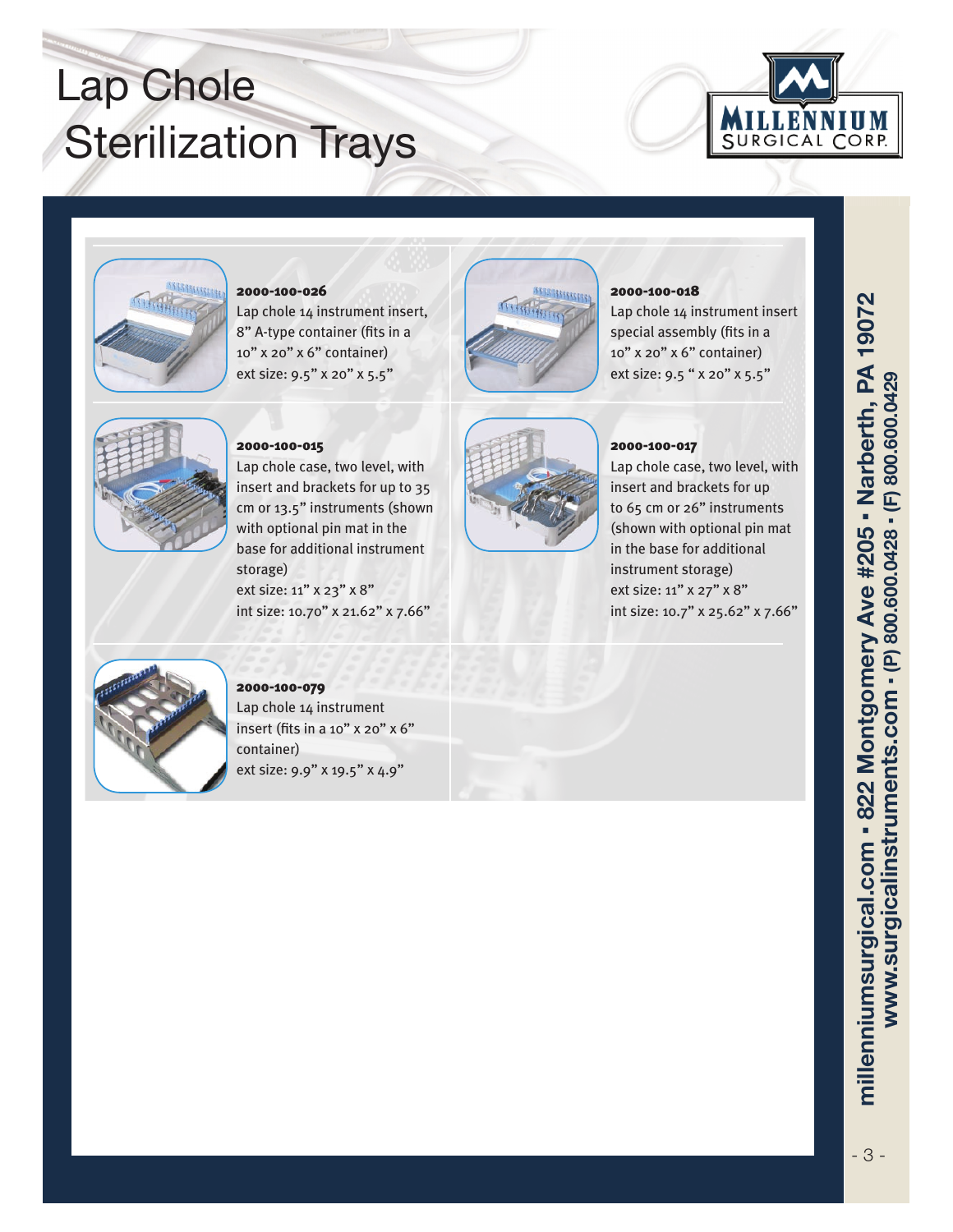# Lap Chole Sterilization Trays

**2000-100-026**
Lap chole 14 instrument insert, 8" A-type container (fits in a 10" x 20" x 6" container)
ext size: 9.5" x 20" x 5.5"

**2000-100-018**
Lap chole 14 instrument insert special assembly (fits in a 10" x 20" x 6" container)
ext size: 9.5 " x 20" x 5.5"

**2000-100-015**
Lap chole case, two level, with insert and brackets for up to 35 cm or 13.5" instruments (shown with optional pin mat in the base for additional instrument storage)
ext size: 11" x 23" x 8"
int size: 10.70" x 21.62" x 7.66"

**2000-100-017**
Lap chole case, two level, with insert and brackets for up to 65 cm or 26" instruments (shown with optional pin mat in the base for additional instrument storage)
ext size: 11" x 27" x 8"
int size: 10.7" x 25.62" x 7.66"

**2000-100-079**
Lap chole 14 instrument insert (fits in a 10" x 20" x 6" container)
ext size: 9.9" x 19.5" x 4.9"

millenniumsurgical.com • 822 Montgomery Ave #205 • Narberth, PA 19072
www.surgicalinstruments.com • (P) 800.600.0428 • (F) 800.600.0429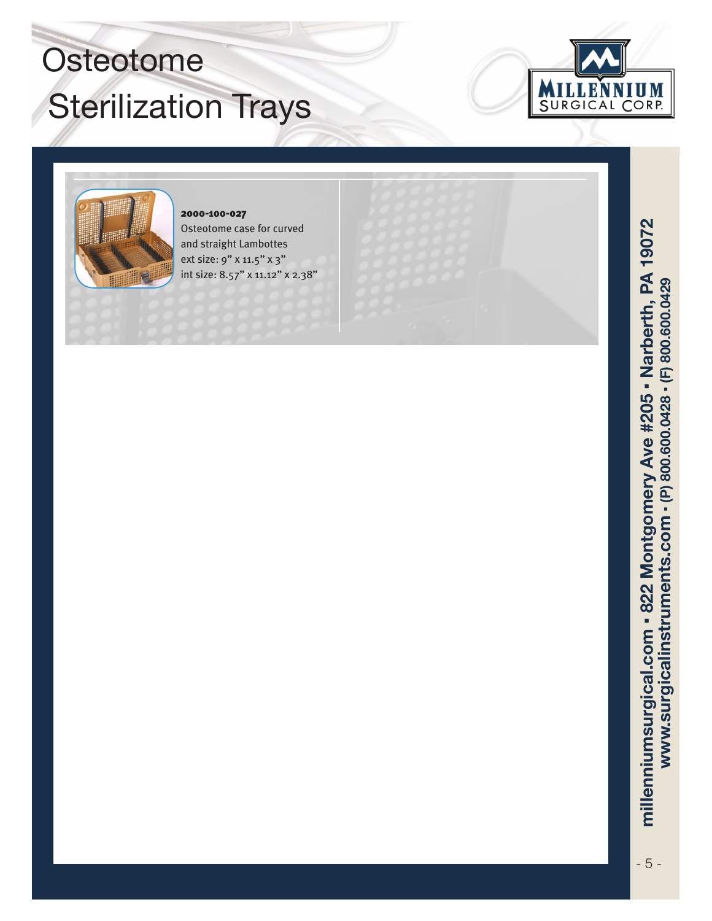# Osteotome Sterilization Trays

**2000-100-027**
Osteotome case for curved and straight Lambottes
ext size: 9" x 11.5" x 3"
int size: 8.57" x 11.12" x 2.38"

millenniumsurgical.com • 822 Montgomery Ave #205 • Narberth, PA 19072
www.surgicalinstruments.com • (P) 800.600.0428 • (F) 800.600.0429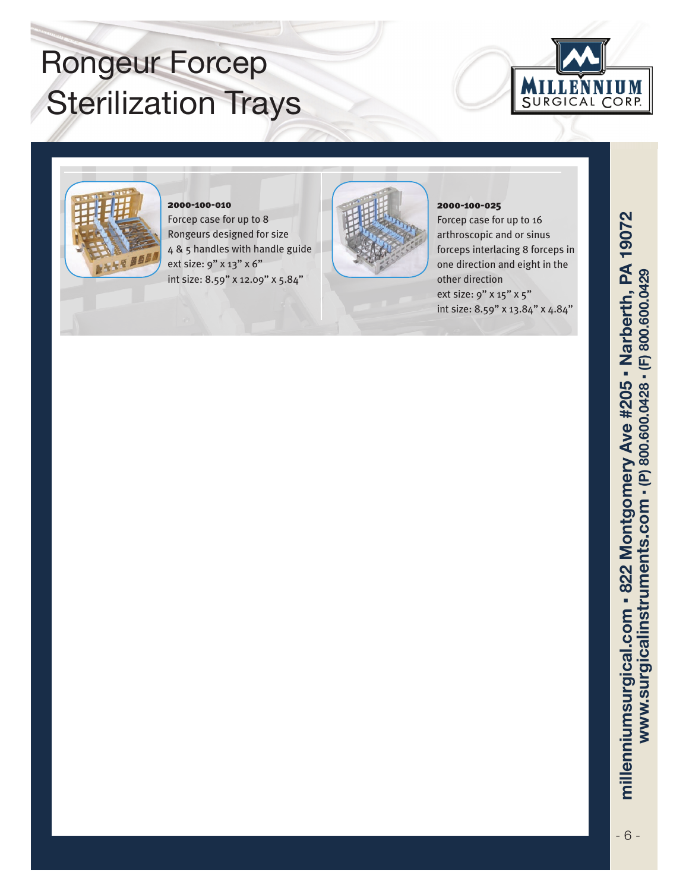# Rongeur Forcep Sterilization Trays

MILLENNIUM SURGICAL CORP.

**2000-100-010**
Forcep case for up to 8 Rongeurs designed for size 4 & 5 handles with handle guide
ext size: 9" x 13" x 6"
int size: 8.59" x 12.09" x 5.84"

**2000-100-025**
Forcep case for up to 16 arthroscopic and or sinus forceps interlacing 8 forceps in one direction and eight in the other direction
ext size: 9" x 15" x 5"
int size: 8.59" x 13.84" x 4.84"

**millenniumsurgical.com • 822 Montgomery Ave #205 • Narberth, PA 19072**
**www.surgicalinstruments.com • (P) 800.600.0428 • (F) 800.600.0429**